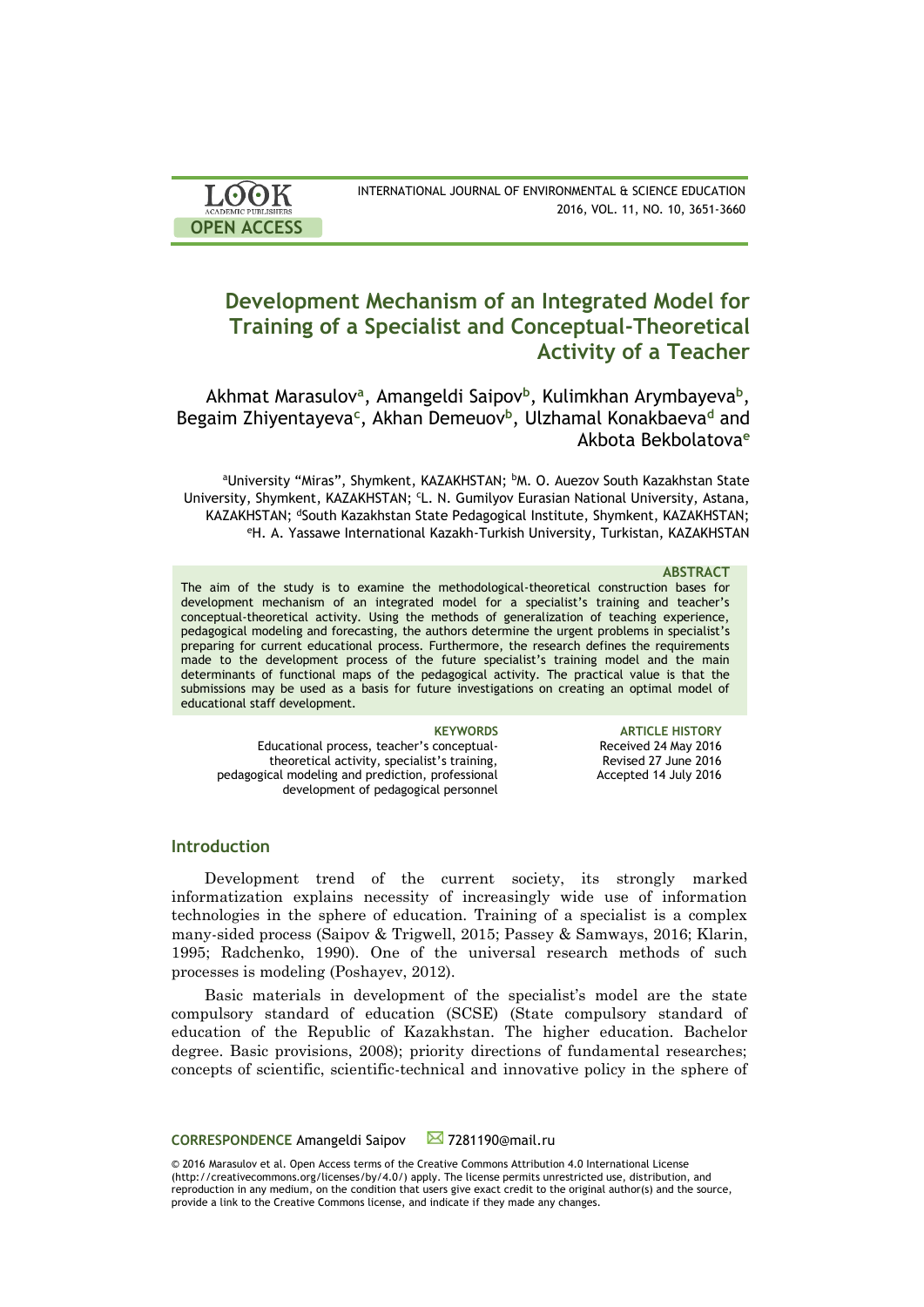# Development Mechanism of an Integrated Model for Training of a Specialist and Conceptual-Theoretical Activity of a Teacher

Akhmat Marasulov[a], Amangeldi Saipov[b], Kulimkhan Arymbayeva[b], Begaim Zhiyentayeva[c], Akhan Demeuov[b], Ulzhamal Konakbaeva[d] and Akbota Bekbolatova[e]

[a]University "Miras", Shymkent, KAZAKHSTAN; [b]M. O. Auezov South Kazakhstan State University, Shymkent, KAZAKHSTAN; [c]L. N. Gumilyov Eurasian National University, Astana, KAZAKHSTAN; [d]South Kazakhstan State Pedagogical Institute, Shymkent, KAZAKHSTAN; [e]H. A. Yassawe International Kazakh-Turkish University, Turkistan, KAZAKHSTAN

**ABSTRACT**

The aim of the study is to examine the methodological-theoretical construction bases for development mechanism of an integrated model for a specialist's training and teacher's conceptual-theoretical activity. Using the methods of generalization of teaching experience, pedagogical modeling and forecasting, the authors determine the urgent problems in specialist's preparing for current educational process. Furthermore, the research defines the requirements made to the development process of the future specialist's training model and the main determinants of functional maps of the pedagogical activity. The practical value is that the submissions may be used as a basis for future investigations on creating an optimal model of educational staff development.

**KEYWORDS**
Educational process, teacher's conceptual-theoretical activity, specialist's training, pedagogical modeling and prediction, professional development of pedagogical personnel

**ARTICLE HISTORY**
Received 24 May 2016
Revised 27 June 2016
Accepted 14 July 2016

## Introduction

Development trend of the current society, its strongly marked informatization explains necessity of increasingly wide use of information technologies in the sphere of education. Training of a specialist is a complex many-sided process (Saipov & Trigwell, 2015; Passey & Samways, 2016; Klarin, 1995; Radchenko, 1990). One of the universal research methods of such processes is modeling (Poshayev, 2012).

Basic materials in development of the specialist's model are the state compulsory standard of education (SCSE) (State compulsory standard of education of the Republic of Kazakhstan. The higher education. Bachelor degree. Basic provisions, 2008); priority directions of fundamental researches; concepts of scientific, scientific-technical and innovative policy in the sphere of

**CORRESPONDENCE** Amangeldi Saipov 7281190@mail.ru

© 2016 Marasulov et al. Open Access terms of the Creative Commons Attribution 4.0 International License (http://creativecommons.org/licenses/by/4.0/) apply. The license permits unrestricted use, distribution, and reproduction in any medium, on the condition that users give exact credit to the original author(s) and the source, provide a link to the Creative Commons license, and indicate if they made any changes.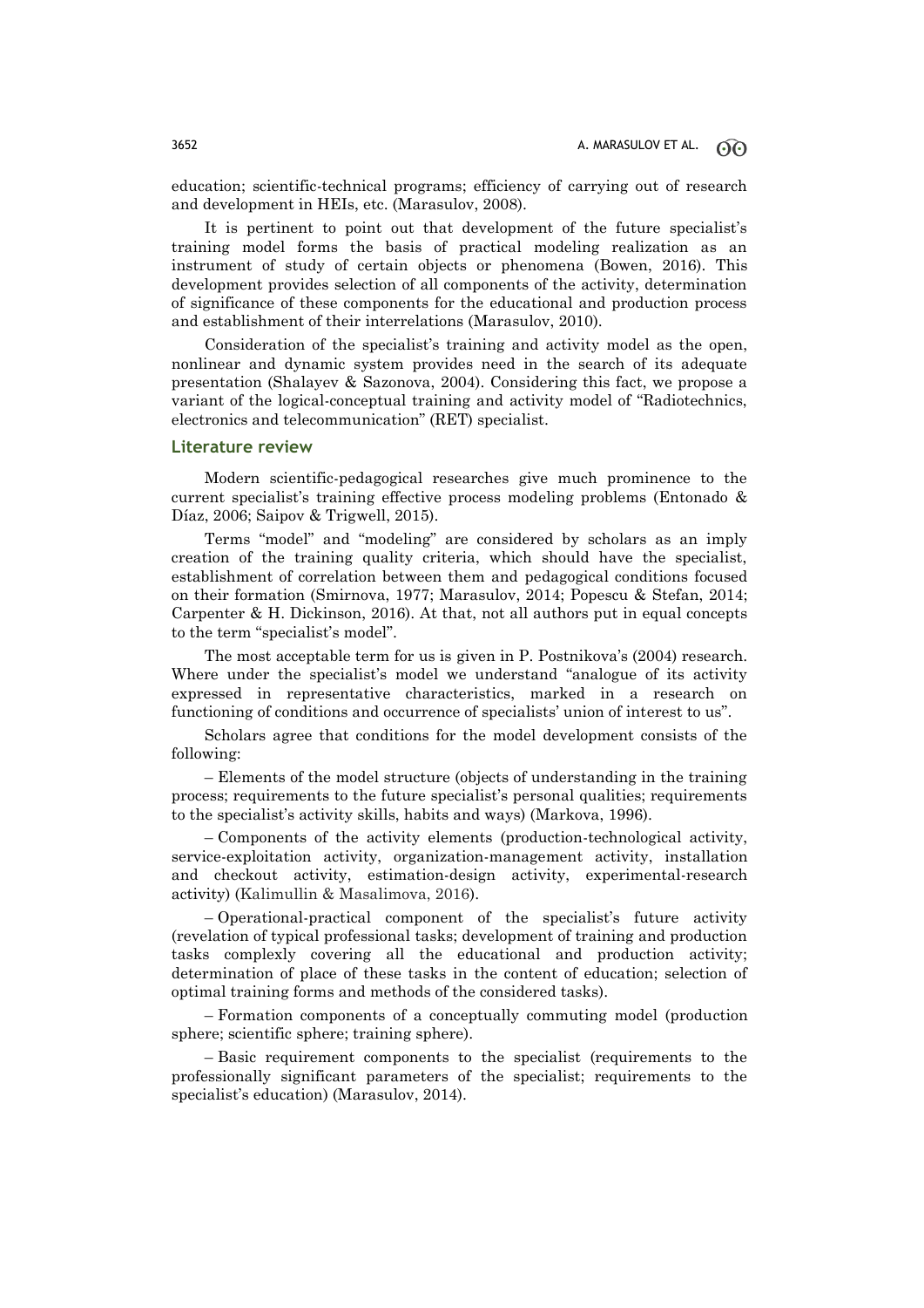education; scientific-technical programs; efficiency of carrying out of research and development in HEIs, etc. (Marasulov, 2008).

It is pertinent to point out that development of the future specialist's training model forms the basis of practical modeling realization as an instrument of study of certain objects or phenomena (Bowen, 2016). This development provides selection of all components of the activity, determination of significance of these components for the educational and production process and establishment of their interrelations (Marasulov, 2010).

Consideration of the specialist's training and activity model as the open, nonlinear and dynamic system provides need in the search of its adequate presentation (Shalayev & Sazonova, 2004). Considering this fact, we propose a variant of the logical-conceptual training and activity model of "Radiotechnics, electronics and telecommunication" (RET) specialist.

## Literature review

Modern scientific-pedagogical researches give much prominence to the current specialist's training effective process modeling problems (Entonado & Díaz, 2006; Saipov & Trigwell, 2015).

Terms "model" and "modeling" are considered by scholars as an imply creation of the training quality criteria, which should have the specialist, establishment of correlation between them and pedagogical conditions focused on their formation (Smirnova, 1977; Marasulov, 2014; Popescu & Stefan, 2014; Carpenter & H. Dickinson, 2016). At that, not all authors put in equal concepts to the term "specialist's model".

The most acceptable term for us is given in P. Postnikova's (2004) research. Where under the specialist's model we understand "analogue of its activity expressed in representative characteristics, marked in a research on functioning of conditions and occurrence of specialists' union of interest to us".

Scholars agree that conditions for the model development consists of the following:

– Elements of the model structure (objects of understanding in the training process; requirements to the future specialist's personal qualities; requirements to the specialist's activity skills, habits and ways) (Markova, 1996).

– Components of the activity elements (production-technological activity, service-exploitation activity, organization-management activity, installation and checkout activity, estimation-design activity, experimental-research activity) (Kalimullin & Masalimova, 2016).

– Operational-practical component of the specialist's future activity (revelation of typical professional tasks; development of training and production tasks complexly covering all the educational and production activity; determination of place of these tasks in the content of education; selection of optimal training forms and methods of the considered tasks).

– Formation components of a conceptually commuting model (production sphere; scientific sphere; training sphere).

– Basic requirement components to the specialist (requirements to the professionally significant parameters of the specialist; requirements to the specialist's education) (Marasulov, 2014).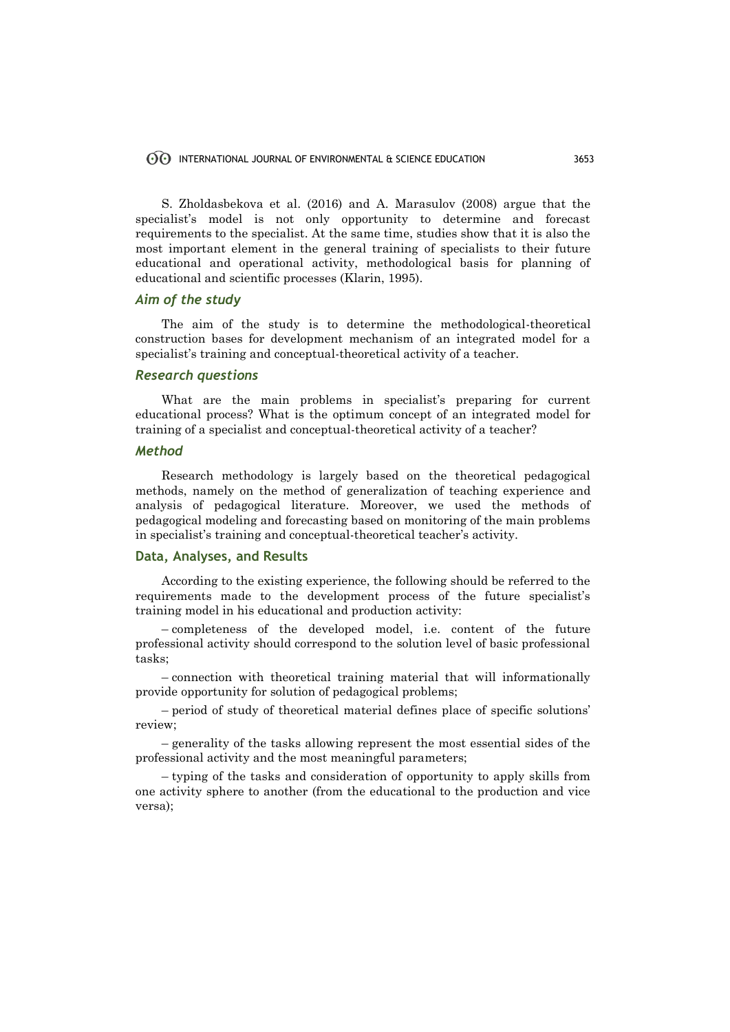S. Zholdasbekova et al. (2016) and A. Marasulov (2008) argue that the specialist's model is not only opportunity to determine and forecast requirements to the specialist. At the same time, studies show that it is also the most important element in the general training of specialists to their future educational and operational activity, methodological basis for planning of educational and scientific processes (Klarin, 1995).

### *Aim of the study*

The aim of the study is to determine the methodological-theoretical construction bases for development mechanism of an integrated model for a specialist's training and conceptual-theoretical activity of a teacher.

### *Research questions*

What are the main problems in specialist's preparing for current educational process? What is the optimum concept of an integrated model for training of a specialist and conceptual-theoretical activity of a teacher?

### *Method*

Research methodology is largely based on the theoretical pedagogical methods, namely on the method of generalization of teaching experience and analysis of pedagogical literature. Moreover, we used the methods of pedagogical modeling and forecasting based on monitoring of the main problems in specialist's training and conceptual-theoretical teacher's activity.

## Data, Analyses, and Results

According to the existing experience, the following should be referred to the requirements made to the development process of the future specialist's training model in his educational and production activity:

– completeness of the developed model, i.e. content of the future professional activity should correspond to the solution level of basic professional tasks;

– connection with theoretical training material that will informationally provide opportunity for solution of pedagogical problems;

– period of study of theoretical material defines place of specific solutions' review;

– generality of the tasks allowing represent the most essential sides of the professional activity and the most meaningful parameters;

– typing of the tasks and consideration of opportunity to apply skills from one activity sphere to another (from the educational to the production and vice versa);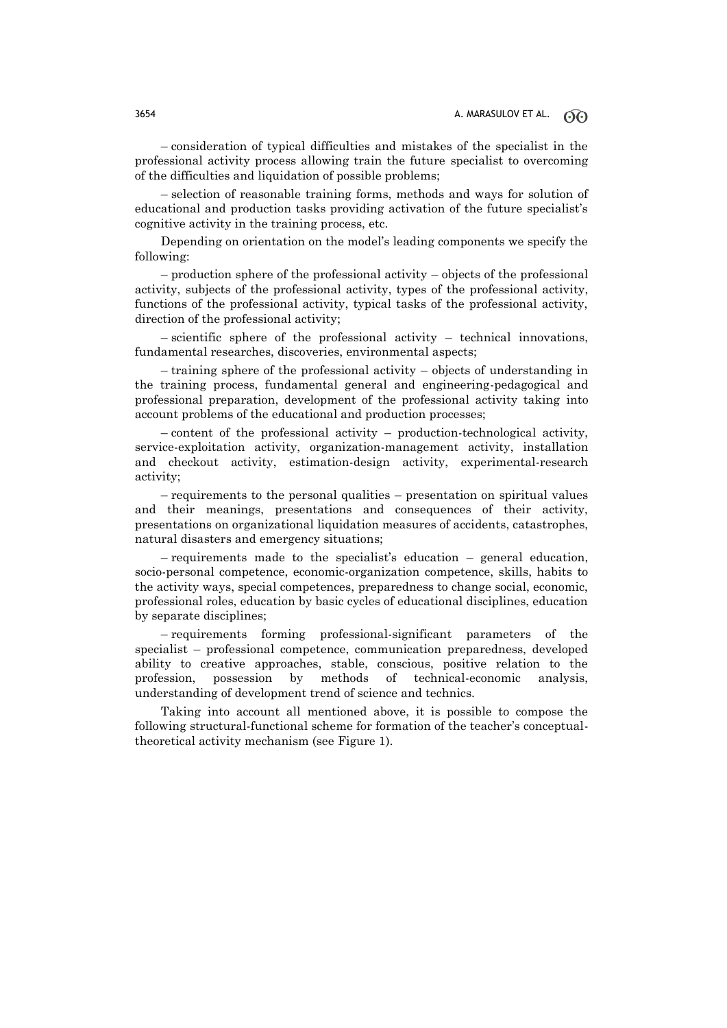– consideration of typical difficulties and mistakes of the specialist in the professional activity process allowing train the future specialist to overcoming of the difficulties and liquidation of possible problems;

– selection of reasonable training forms, methods and ways for solution of educational and production tasks providing activation of the future specialist's cognitive activity in the training process, etc.

Depending on orientation on the model's leading components we specify the following:

– production sphere of the professional activity – objects of the professional activity, subjects of the professional activity, types of the professional activity, functions of the professional activity, typical tasks of the professional activity, direction of the professional activity;

– scientific sphere of the professional activity – technical innovations, fundamental researches, discoveries, environmental aspects;

– training sphere of the professional activity – objects of understanding in the training process, fundamental general and engineering-pedagogical and professional preparation, development of the professional activity taking into account problems of the educational and production processes;

– content of the professional activity – production-technological activity, service-exploitation activity, organization-management activity, installation and checkout activity, estimation-design activity, experimental-research activity;

– requirements to the personal qualities – presentation on spiritual values and their meanings, presentations and consequences of their activity, presentations on organizational liquidation measures of accidents, catastrophes, natural disasters and emergency situations;

– requirements made to the specialist's education – general education, socio-personal competence, economic-organization competence, skills, habits to the activity ways, special competences, preparedness to change social, economic, professional roles, education by basic cycles of educational disciplines, education by separate disciplines;

– requirements forming professional-significant parameters of the specialist – professional competence, communication preparedness, developed ability to creative approaches, stable, conscious, positive relation to the profession, possession by methods of technical-economic analysis, understanding of development trend of science and technics.

Taking into account all mentioned above, it is possible to compose the following structural-functional scheme for formation of the teacher's conceptual-theoretical activity mechanism (see Figure 1).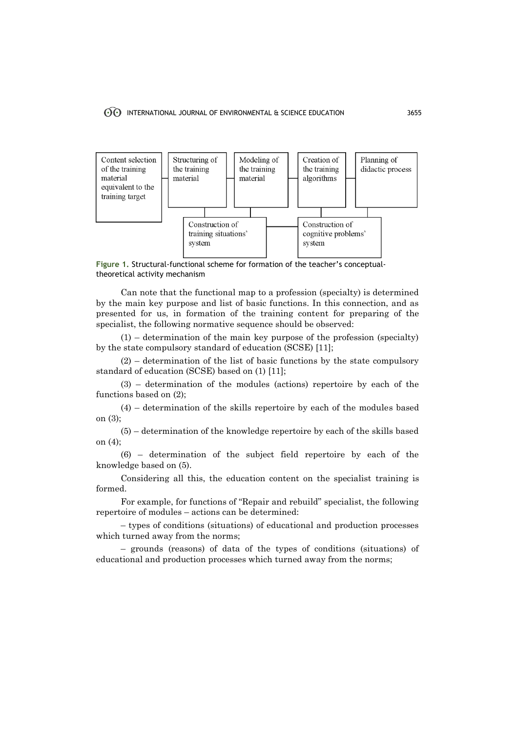Content selection of the training material equivalent to the training target

Structuring of the training material

Modeling of the training material

Creation of the training algorithms

Planning of didactic process

Construction of training situations' system

Construction of cognitive problems' system

**Figure 1.** Structural-functional scheme for formation of the teacher's conceptual-theoretical activity mechanism

Can note that the functional map to a profession (specialty) is determined by the main key purpose and list of basic functions. In this connection, and as presented for us, in formation of the training content for preparing of the specialist, the following normative sequence should be observed:

(1) – determination of the main key purpose of the profession (specialty) by the state compulsory standard of education (SCSE) [11];

(2) – determination of the list of basic functions by the state compulsory standard of education (SCSE) based on (1) [11];

(3) – determination of the modules (actions) repertoire by each of the functions based on (2);

(4) – determination of the skills repertoire by each of the modules based on (3);

(5) – determination of the knowledge repertoire by each of the skills based on (4);

(6) – determination of the subject field repertoire by each of the knowledge based on (5).

Considering all this, the education content on the specialist training is formed.

For example, for functions of "Repair and rebuild" specialist, the following repertoire of modules – actions can be determined:

– types of conditions (situations) of educational and production processes which turned away from the norms;

– grounds (reasons) of data of the types of conditions (situations) of educational and production processes which turned away from the norms;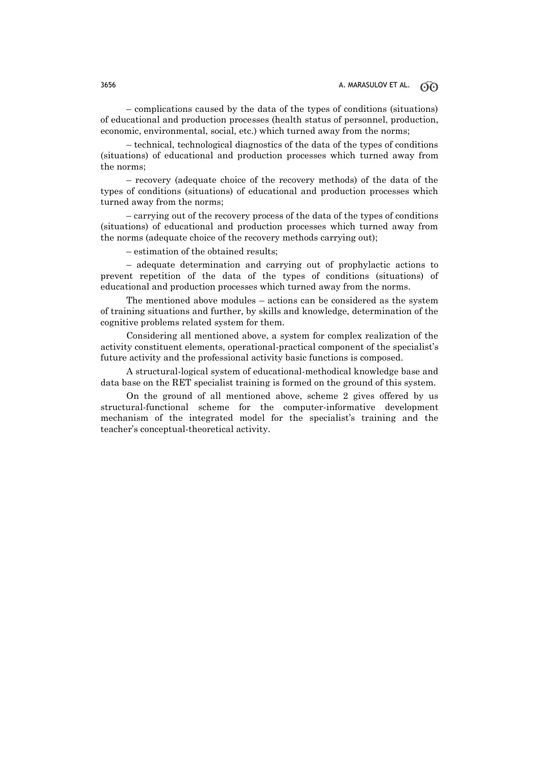– complications caused by the data of the types of conditions (situations) of educational and production processes (health status of personnel, production, economic, environmental, social, etc.) which turned away from the norms;

– technical, technological diagnostics of the data of the types of conditions (situations) of educational and production processes which turned away from the norms;

– recovery (adequate choice of the recovery methods) of the data of the types of conditions (situations) of educational and production processes which turned away from the norms;

– carrying out of the recovery process of the data of the types of conditions (situations) of educational and production processes which turned away from the norms (adequate choice of the recovery methods carrying out);

– estimation of the obtained results;

– adequate determination and carrying out of prophylactic actions to prevent repetition of the data of the types of conditions (situations) of educational and production processes which turned away from the norms.

The mentioned above modules – actions can be considered as the system of training situations and further, by skills and knowledge, determination of the cognitive problems related system for them.

Considering all mentioned above, a system for complex realization of the activity constituent elements, operational-practical component of the specialist's future activity and the professional activity basic functions is composed.

A structural-logical system of educational-methodical knowledge base and data base on the RET specialist training is formed on the ground of this system.

On the ground of all mentioned above, scheme 2 gives offered by us structural-functional scheme for the computer-informative development mechanism of the integrated model for the specialist's training and the teacher's conceptual-theoretical activity.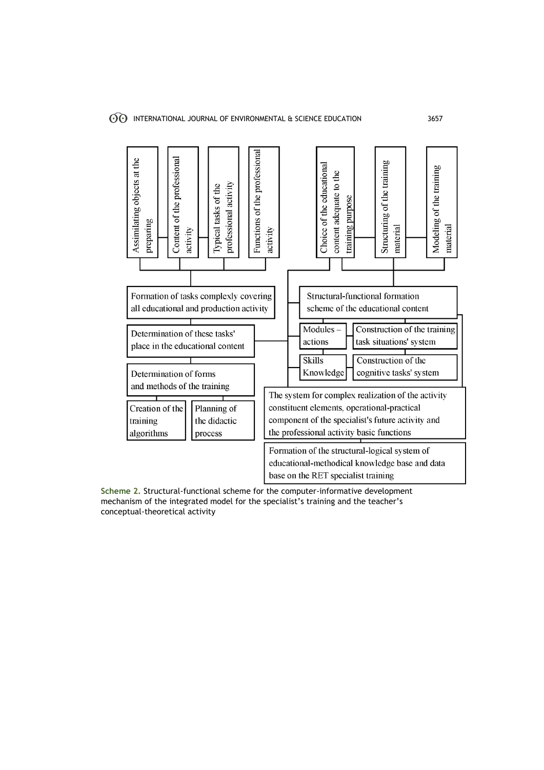Assimilating objects at the preparing

Content of the professional activity

Typical tasks of the professional activity

Functions of the professional activity

Choice of the educational content adequate to the training purpose

Structuring of the training material

Modeling of the training material

Formation of tasks complexly covering all educational and production activity

Structural-functional formation scheme of the educational content

Determination of these tasks' place in the educational content

Modules – actions

Construction of the training task situations' system

Skills Knowledge

Construction of the cognitive tasks' system

Determination of forms and methods of the training

The system for complex realization of the activity constituent elements, operational-practical component of the specialist's future activity and the professional activity basic functions

Creation of the training algorithms

Planning of the didactic process

Formation of the structural-logical system of educational-methodical knowledge base and data base on the RET specialist training

**Scheme 2.** Structural-functional scheme for the computer-informative development mechanism of the integrated model for the specialist's training and the teacher's conceptual-theoretical activity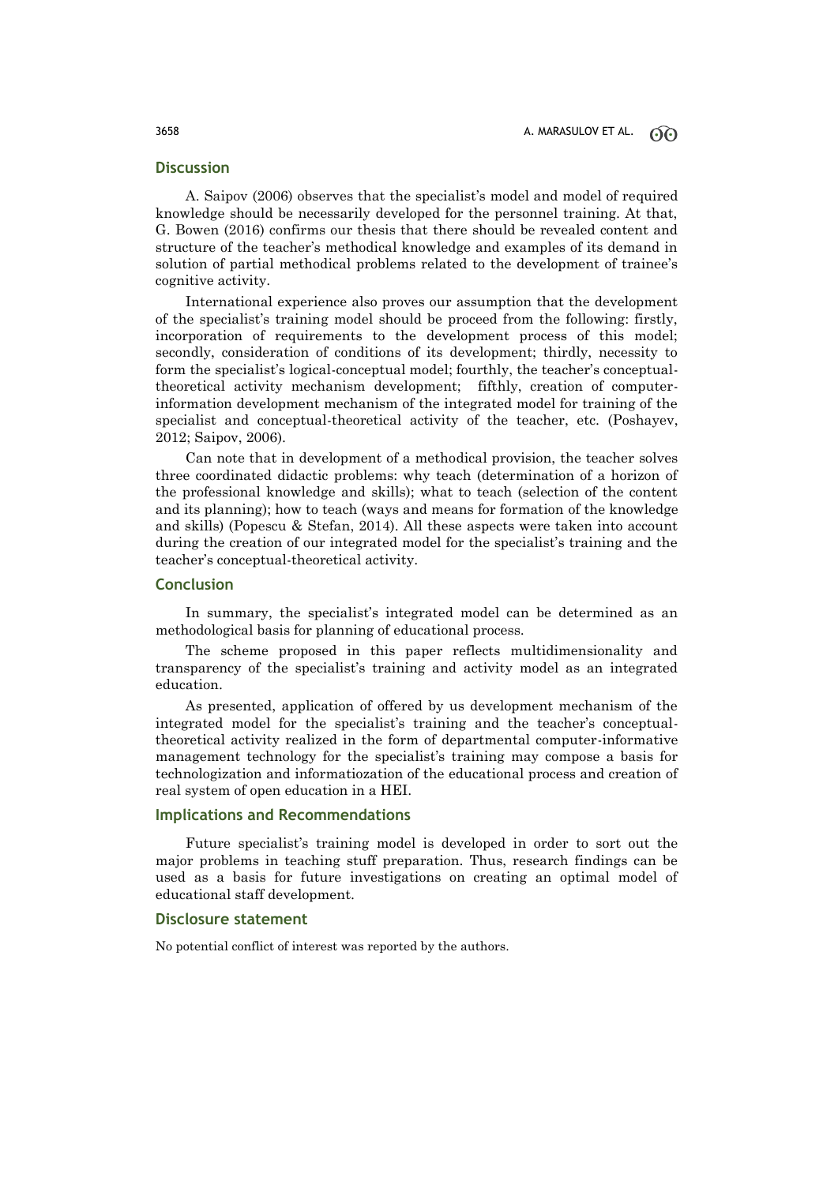## Discussion

A. Saipov (2006) observes that the specialist's model and model of required knowledge should be necessarily developed for the personnel training. At that, G. Bowen (2016) confirms our thesis that there should be revealed content and structure of the teacher's methodical knowledge and examples of its demand in solution of partial methodical problems related to the development of trainee's cognitive activity.

International experience also proves our assumption that the development of the specialist's training model should be proceed from the following: firstly, incorporation of requirements to the development process of this model; secondly, consideration of conditions of its development; thirdly, necessity to form the specialist's logical-conceptual model; fourthly, the teacher's conceptual-theoretical activity mechanism development; fifthly, creation of computer-information development mechanism of the integrated model for training of the specialist and conceptual-theoretical activity of the teacher, etc. (Poshayev, 2012; Saipov, 2006).

Can note that in development of a methodical provision, the teacher solves three coordinated didactic problems: why teach (determination of a horizon of the professional knowledge and skills); what to teach (selection of the content and its planning); how to teach (ways and means for formation of the knowledge and skills) (Popescu & Stefan, 2014). All these aspects were taken into account during the creation of our integrated model for the specialist's training and the teacher's conceptual-theoretical activity.

## Conclusion

In summary, the specialist's integrated model can be determined as an methodological basis for planning of educational process.

The scheme proposed in this paper reflects multidimensionality and transparency of the specialist's training and activity model as an integrated education.

As presented, application of offered by us development mechanism of the integrated model for the specialist's training and the teacher's conceptual-theoretical activity realized in the form of departmental computer-informative management technology for the specialist's training may compose a basis for technologization and informatiozation of the educational process and creation of real system of open education in a HEI.

## Implications and Recommendations

Future specialist's training model is developed in order to sort out the major problems in teaching stuff preparation. Thus, research findings can be used as a basis for future investigations on creating an optimal model of educational staff development.

## Disclosure statement

No potential conflict of interest was reported by the authors.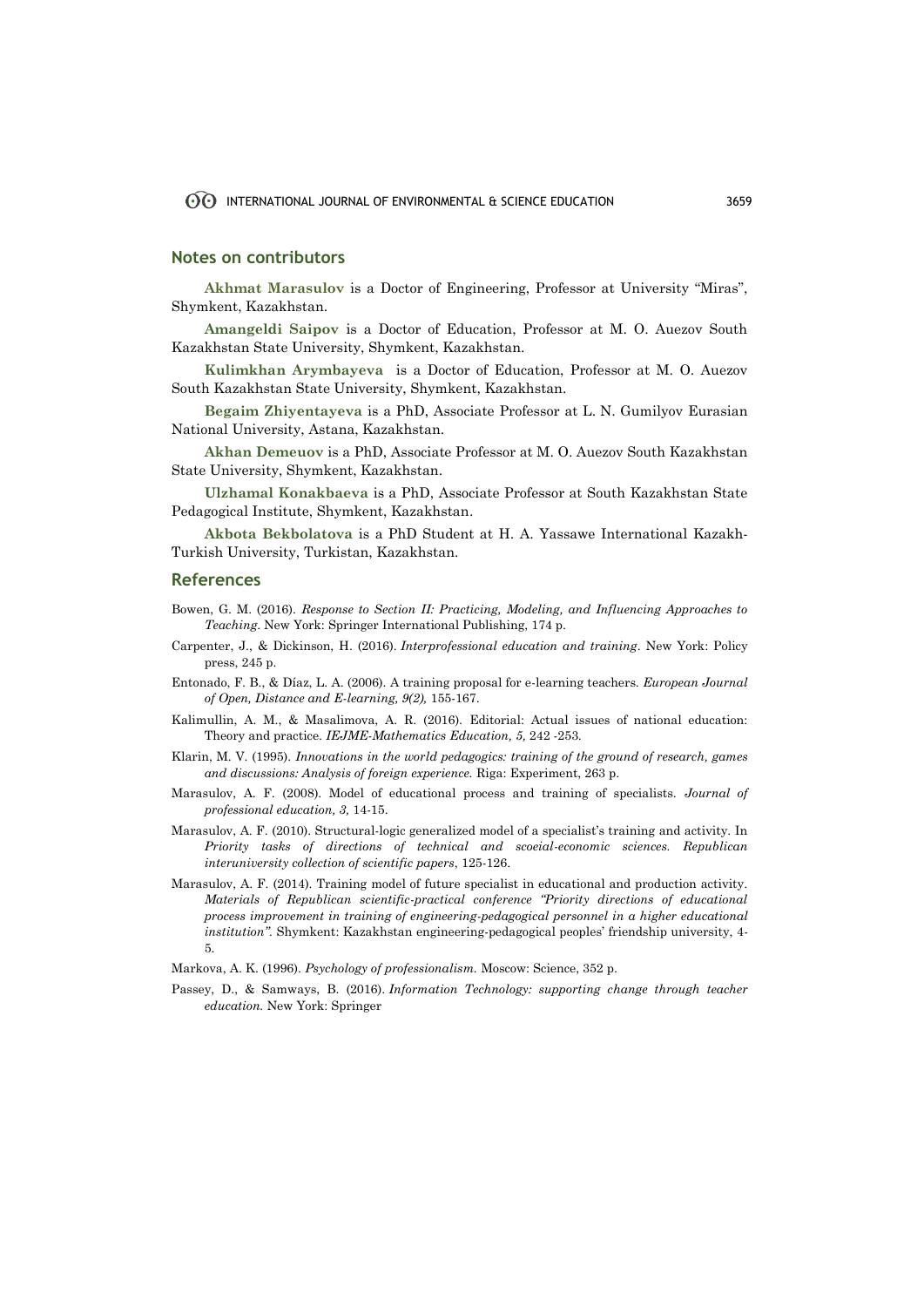## Notes on contributors

**Akhmat Marasulov** is a Doctor of Engineering, Professor at University "Miras", Shymkent, Kazakhstan.

**Amangeldi Saipov** is a Doctor of Education, Professor at M. O. Auezov South Kazakhstan State University, Shymkent, Kazakhstan.

**Kulimkhan Arymbayeva** is a Doctor of Education, Professor at M. O. Auezov South Kazakhstan State University, Shymkent, Kazakhstan.

**Begaim Zhiyentayeva** is a PhD, Associate Professor at L. N. Gumilyov Eurasian National University, Astana, Kazakhstan.

**Akhan Demeuov** is a PhD, Associate Professor at M. O. Auezov South Kazakhstan State University, Shymkent, Kazakhstan.

**Ulzhamal Konakbaeva** is a PhD, Associate Professor at South Kazakhstan State Pedagogical Institute, Shymkent, Kazakhstan.

**Akbota Bekbolatova** is a PhD Student at H. A. Yassawe International Kazakh-Turkish University, Turkistan, Kazakhstan.

## References

Bowen, G. M. (2016). *Response to Section II: Practicing, Modeling, and Influencing Approaches to Teaching.* New York: Springer International Publishing, 174 p.

Carpenter, J., & Dickinson, H. (2016). *Interprofessional education and training*. New York: Policy press, 245 p.

Entonado, F. B., & Díaz, L. A. (2006). A training proposal for e-learning teachers. *European Journal of Open, Distance and E-learning, 9(2),* 155-167.

Kalimullin, A. M., & Masalimova, A. R. (2016). Editorial: Actual issues of national education: Theory and practice. *IEJME-Mathematics Education, 5,* 242 -253.

Klarin, M. V. (1995). *Innovations in the world pedagogics: training of the ground of research, games and discussions: Analysis of foreign experience.* Riga: Experiment, 263 p.

Marasulov, A. F. (2008). Model of educational process and training of specialists. *Journal of professional education, 3,* 14-15.

Marasulov, A. F. (2010). Structural-logic generalized model of a specialist's training and activity. In *Priority tasks of directions of technical and scoeial-economic sciences. Republican interuniversity collection of scientific papers*, 125-126.

Marasulov, A. F. (2014). Training model of future specialist in educational and production activity. *Materials of Republican scientific-practical conference "Priority directions of educational process improvement in training of engineering-pedagogical personnel in a higher educational institution".* Shymkent: Kazakhstan engineering-pedagogical peoples' friendship university, 4-5.

Markova, A. K. (1996). *Psychology of professionalism.* Moscow: Science, 352 p.

Passey, D., & Samways, B. (2016). *Information Technology: supporting change through teacher education.* New York: Springer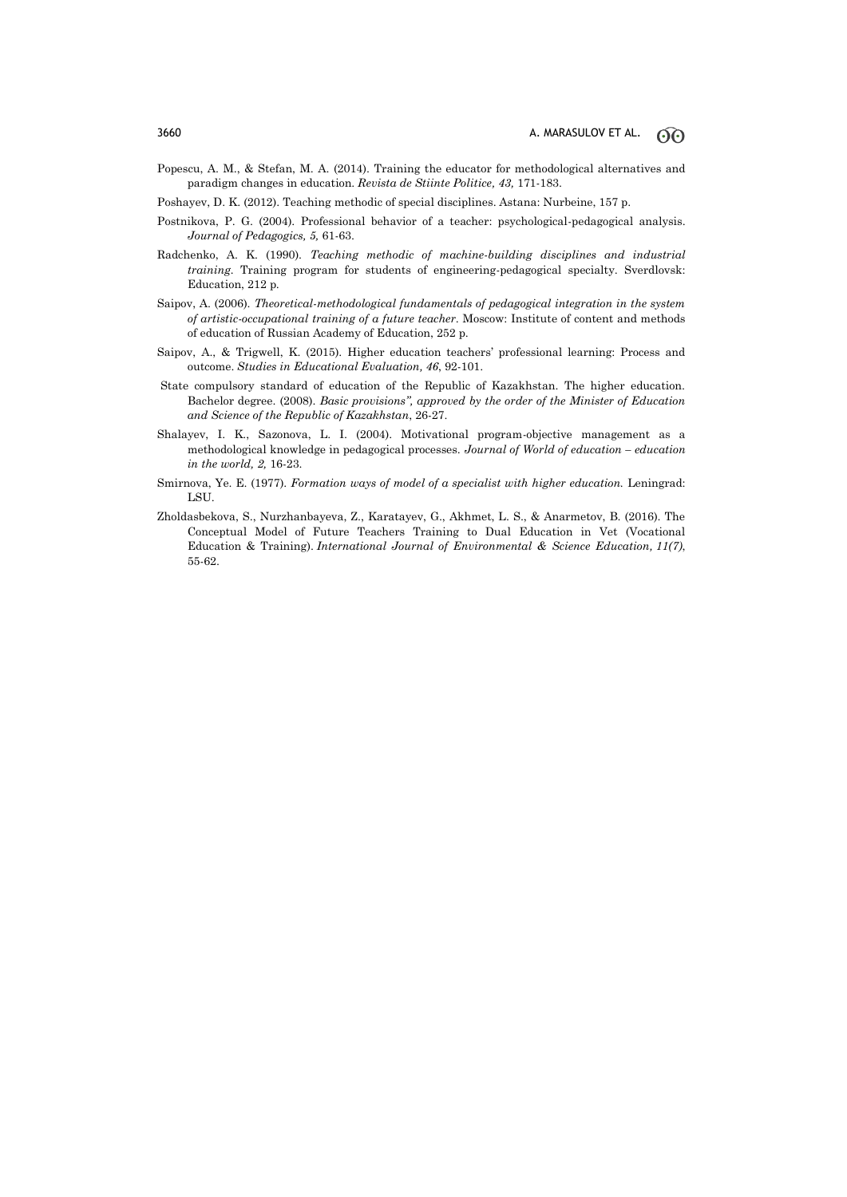Popescu, A. M., & Stefan, M. A. (2014). Training the educator for methodological alternatives and paradigm changes in education. *Revista de Stiinte Politice, 43,* 171-183.

Poshayev, D. K. (2012). Teaching methodic of special disciplines. Astana: Nurbeine, 157 p.

Postnikova, P. G. (2004). Professional behavior of a teacher: psychological-pedagogical analysis. *Journal of Pedagogics, 5,* 61-63.

Radchenko, A. K. (1990). *Teaching methodic of machine-building disciplines and industrial training.* Training program for students of engineering-pedagogical specialty. Sverdlovsk: Education, 212 p.

Saipov, A. (2006). *Theoretical-methodological fundamentals of pedagogical integration in the system of artistic-occupational training of a future teacher*. Moscow: Institute of content and methods of education of Russian Academy of Education, 252 p.

Saipov, A., & Trigwell, K. (2015). Higher education teachers' professional learning: Process and outcome. *Studies in Educational Evaluation, 46*, 92-101.

State compulsory standard of education of the Republic of Kazakhstan. The higher education. Bachelor degree. (2008). *Basic provisions", approved by the order of the Minister of Education and Science of the Republic of Kazakhstan*, 26-27.

Shalayev, I. K., Sazonova, L. I. (2004). Motivational program-objective management as a methodological knowledge in pedagogical processes. *Journal of World of education – education in the world, 2,* 16-23.

Smirnova, Ye. E. (1977). *Formation ways of model of a specialist with higher education.* Leningrad: LSU.

Zholdasbekova, S., Nurzhanbayeva, Z., Karatayev, G., Akhmet, L. S., & Anarmetov, B. (2016). The Conceptual Model of Future Teachers Training to Dual Education in Vet (Vocational Education & Training). *International Journal of Environmental & Science Education, 11(7)*, 55-62.